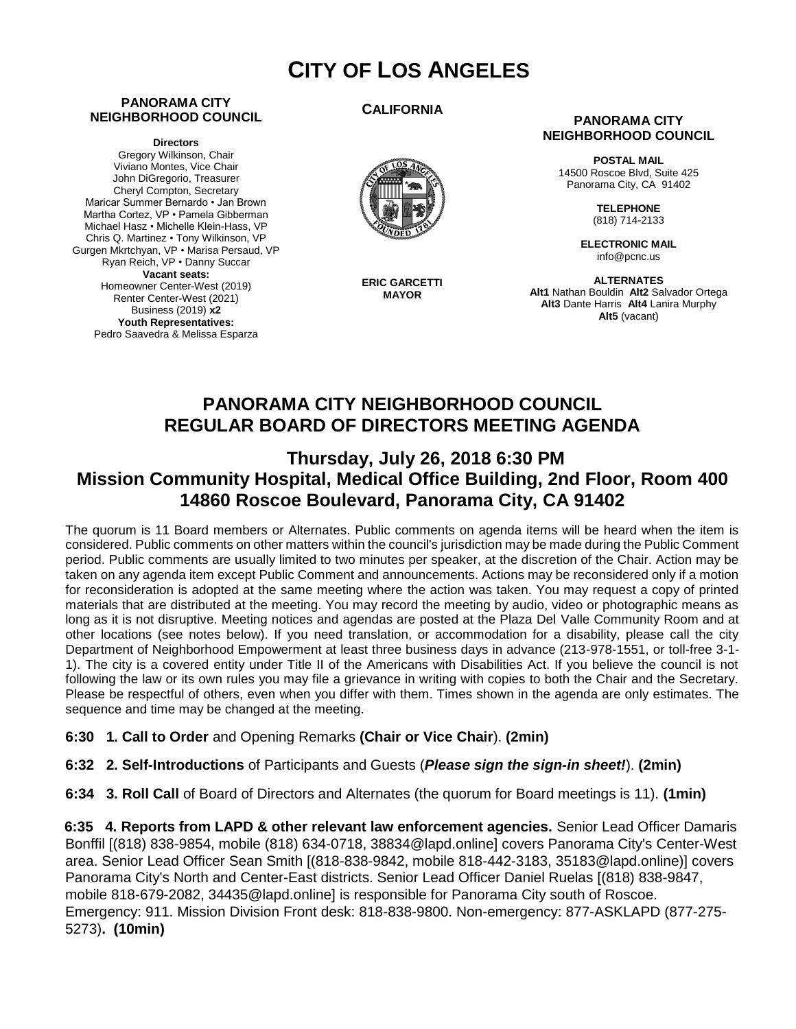# CITY OF LOS ANGELES

**PANORAMA CITY NEIGHBORHOOD COUNCIL**

**Directors**
Gregory Wilkinson, Chair
Viviano Montes, Vice Chair
John DiGregorio, Treasurer
Cheryl Compton, Secretary
Maricar Summer Bernardo • Jan Brown
Martha Cortez, VP • Pamela Gibberman
Michael Hasz • Michelle Klein-Hass, VP
Chris Q. Martinez • Tony Wilkinson, VP
Gurgen Mkrtchyan, VP • Marisa Persaud, VP
Ryan Reich, VP • Danny Succar
**Vacant seats:**
Homeowner Center-West (2019)
Renter Center-West (2021)
Business (2019) **x2**
**Youth Representatives:**
Pedro Saavedra & Melissa Esparza

**CALIFORNIA**

**ERIC GARCETTI**
**MAYOR**

**PANORAMA CITY NEIGHBORHOOD COUNCIL**

**POSTAL MAIL**
14500 Roscoe Blvd, Suite 425
Panorama City, CA 91402

**TELEPHONE**
(818) 714-2133

**ELECTRONIC MAIL**
info@pcnc.us

**ALTERNATES**
**Alt1** Nathan Bouldin **Alt2** Salvador Ortega
**Alt3** Dante Harris **Alt4** Lanira Murphy
**Alt5** (vacant)

## PANORAMA CITY NEIGHBORHOOD COUNCIL REGULAR BOARD OF DIRECTORS MEETING AGENDA

### Thursday, July 26, 2018 6:30 PM
### Mission Community Hospital, Medical Office Building, 2nd Floor, Room 400
### 14860 Roscoe Boulevard, Panorama City, CA 91402

The quorum is 11 Board members or Alternates. Public comments on agenda items will be heard when the item is considered. Public comments on other matters within the council's jurisdiction may be made during the Public Comment period. Public comments are usually limited to two minutes per speaker, at the discretion of the Chair. Action may be taken on any agenda item except Public Comment and announcements. Actions may be reconsidered only if a motion for reconsideration is adopted at the same meeting where the action was taken. You may request a copy of printed materials that are distributed at the meeting. You may record the meeting by audio, video or photographic means as long as it is not disruptive. Meeting notices and agendas are posted at the Plaza Del Valle Community Room and at other locations (see notes below). If you need translation, or accommodation for a disability, please call the city Department of Neighborhood Empowerment at least three business days in advance (213-978-1551, or toll-free 3-1-1). The city is a covered entity under Title II of the Americans with Disabilities Act. If you believe the council is not following the law or its own rules you may file a grievance in writing with copies to both the Chair and the Secretary. Please be respectful of others, even when you differ with them. Times shown in the agenda are only estimates. The sequence and time may be changed at the meeting.

**6:30 1. Call to Order** and Opening Remarks **(Chair or Vice Chair**). **(2min)**

**6:32 2. Self-Introductions** of Participants and Guests (***Please sign the sign-in sheet!***). **(2min)**

**6:34 3. Roll Call** of Board of Directors and Alternates (the quorum for Board meetings is 11). **(1min)**

**6:35 4. Reports from LAPD & other relevant law enforcement agencies.** Senior Lead Officer Damaris Bonffil [(818) 838-9854, mobile (818) 634-0718, 38834@lapd.online] covers Panorama City's Center-West area. Senior Lead Officer Sean Smith [(818-838-9842, mobile 818-442-3183, 35183@lapd.online)] covers Panorama City's North and Center-East districts. Senior Lead Officer Daniel Ruelas [(818) 838-9847, mobile 818-679-2082, 34435@lapd.online] is responsible for Panorama City south of Roscoe. Emergency: 911. Mission Division Front desk: 818-838-9800. Non-emergency: 877-ASKLAPD (877-275-5273)**. (10min)**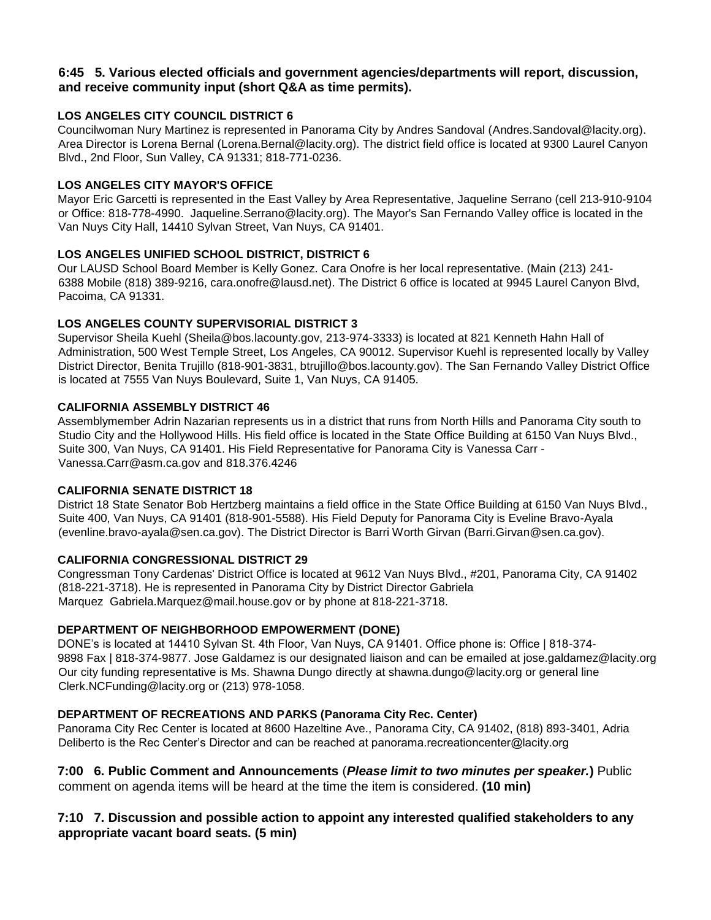**6:45 5. Various elected officials and government agencies/departments will report, discussion, and receive community input (short Q&A as time permits).**

**LOS ANGELES CITY COUNCIL DISTRICT 6**

Councilwoman Nury Martinez is represented in Panorama City by Andres Sandoval (Andres.Sandoval@lacity.org). Area Director is Lorena Bernal (Lorena.Bernal@lacity.org). The district field office is located at 9300 Laurel Canyon Blvd., 2nd Floor, Sun Valley, CA 91331; 818-771-0236.

**LOS ANGELES CITY MAYOR'S OFFICE**

Mayor Eric Garcetti is represented in the East Valley by Area Representative, Jaqueline Serrano (cell 213-910-9104 or Office: 818-778-4990. Jaqueline.Serrano@lacity.org). The Mayor's San Fernando Valley office is located in the Van Nuys City Hall, 14410 Sylvan Street, Van Nuys, CA 91401.

**LOS ANGELES UNIFIED SCHOOL DISTRICT, DISTRICT 6**

Our LAUSD School Board Member is Kelly Gonez. Cara Onofre is her local representative. (Main (213) 241-6388 Mobile (818) 389-9216, cara.onofre@lausd.net). The District 6 office is located at 9945 Laurel Canyon Blvd, Pacoima, CA 91331.

**LOS ANGELES COUNTY SUPERVISORIAL DISTRICT 3**

Supervisor Sheila Kuehl (Sheila@bos.lacounty.gov, 213-974-3333) is located at 821 Kenneth Hahn Hall of Administration, 500 West Temple Street, Los Angeles, CA 90012. Supervisor Kuehl is represented locally by Valley District Director, Benita Trujillo (818-901-3831, btrujillo@bos.lacounty.gov). The San Fernando Valley District Office is located at 7555 Van Nuys Boulevard, Suite 1, Van Nuys, CA 91405.

**CALIFORNIA ASSEMBLY DISTRICT 46**

Assemblymember Adrin Nazarian represents us in a district that runs from North Hills and Panorama City south to Studio City and the Hollywood Hills. His field office is located in the State Office Building at 6150 Van Nuys Blvd., Suite 300, Van Nuys, CA 91401. His Field Representative for Panorama City is Vanessa Carr - Vanessa.Carr@asm.ca.gov and 818.376.4246

**CALIFORNIA SENATE DISTRICT 18**

District 18 State Senator Bob Hertzberg maintains a field office in the State Office Building at 6150 Van Nuys Blvd., Suite 400, Van Nuys, CA 91401 (818-901-5588). His Field Deputy for Panorama City is Eveline Bravo-Ayala (evenline.bravo-ayala@sen.ca.gov). The District Director is Barri Worth Girvan (Barri.Girvan@sen.ca.gov).

**CALIFORNIA CONGRESSIONAL DISTRICT 29**

Congressman Tony Cardenas' District Office is located at 9612 Van Nuys Blvd., #201, Panorama City, CA 91402 (818-221-3718). He is represented in Panorama City by District Director Gabriela Marquez Gabriela.Marquez@mail.house.gov or by phone at 818-221-3718.

**DEPARTMENT OF NEIGHBORHOOD EMPOWERMENT (DONE)**

DONE's is located at 14410 Sylvan St. 4th Floor, Van Nuys, CA 91401. Office phone is: Office | 818-374-9898 Fax | 818-374-9877. Jose Galdamez is our designated liaison and can be emailed at jose.galdamez@lacity.org Our city funding representative is Ms. Shawna Dungo directly at shawna.dungo@lacity.org or general line Clerk.NCFunding@lacity.org or (213) 978-1058.

**DEPARTMENT OF RECREATIONS AND PARKS (Panorama City Rec. Center)**

Panorama City Rec Center is located at 8600 Hazeltine Ave., Panorama City, CA 91402, (818) 893-3401, Adria Deliberto is the Rec Center's Director and can be reached at panorama.recreationcenter@lacity.org

**7:00 6. Public Comment and Announcements** (***Please limit to two minutes per speaker.***) Public comment on agenda items will be heard at the time the item is considered. **(10 min)**

**7:10 7. Discussion and possible action to appoint any interested qualified stakeholders to any appropriate vacant board seats. (5 min)**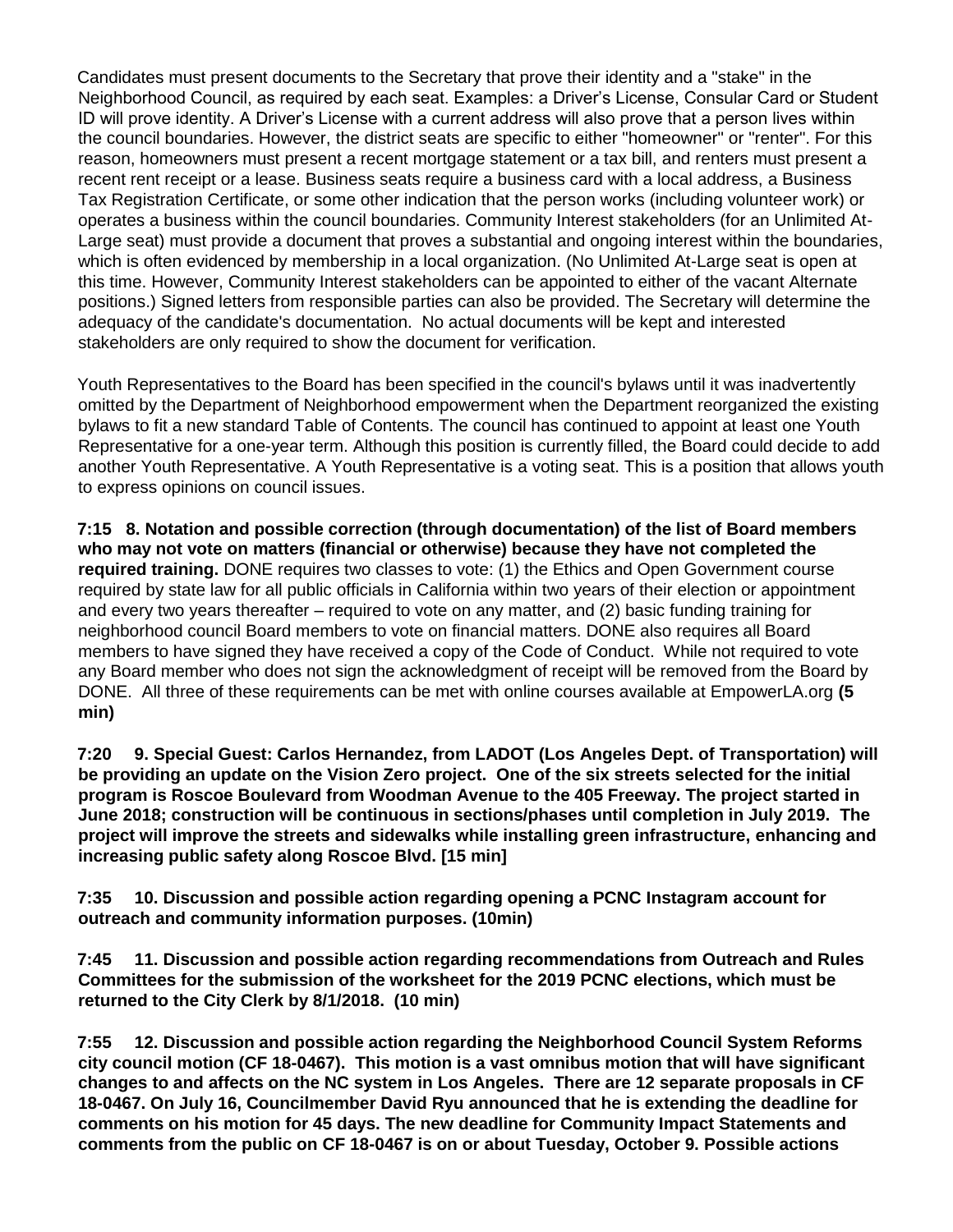Candidates must present documents to the Secretary that prove their identity and a "stake" in the Neighborhood Council, as required by each seat. Examples: a Driver's License, Consular Card or Student ID will prove identity. A Driver's License with a current address will also prove that a person lives within the council boundaries. However, the district seats are specific to either "homeowner" or "renter". For this reason, homeowners must present a recent mortgage statement or a tax bill, and renters must present a recent rent receipt or a lease. Business seats require a business card with a local address, a Business Tax Registration Certificate, or some other indication that the person works (including volunteer work) or operates a business within the council boundaries. Community Interest stakeholders (for an Unlimited At-Large seat) must provide a document that proves a substantial and ongoing interest within the boundaries, which is often evidenced by membership in a local organization. (No Unlimited At-Large seat is open at this time. However, Community Interest stakeholders can be appointed to either of the vacant Alternate positions.) Signed letters from responsible parties can also be provided. The Secretary will determine the adequacy of the candidate's documentation. No actual documents will be kept and interested stakeholders are only required to show the document for verification.

Youth Representatives to the Board has been specified in the council's bylaws until it was inadvertently omitted by the Department of Neighborhood empowerment when the Department reorganized the existing bylaws to fit a new standard Table of Contents. The council has continued to appoint at least one Youth Representative for a one-year term. Although this position is currently filled, the Board could decide to add another Youth Representative. A Youth Representative is a voting seat. This is a position that allows youth to express opinions on council issues.

**7:15 8. Notation and possible correction (through documentation) of the list of Board members who may not vote on matters (financial or otherwise) because they have not completed the required training.** DONE requires two classes to vote: (1) the Ethics and Open Government course required by state law for all public officials in California within two years of their election or appointment and every two years thereafter – required to vote on any matter, and (2) basic funding training for neighborhood council Board members to vote on financial matters. DONE also requires all Board members to have signed they have received a copy of the Code of Conduct. While not required to vote any Board member who does not sign the acknowledgment of receipt will be removed from the Board by DONE. All three of these requirements can be met with online courses available at EmpowerLA.org **(5 min)**

**7:20 9. Special Guest: Carlos Hernandez, from LADOT (Los Angeles Dept. of Transportation) will be providing an update on the Vision Zero project. One of the six streets selected for the initial program is Roscoe Boulevard from Woodman Avenue to the 405 Freeway. The project started in June 2018; construction will be continuous in sections/phases until completion in July 2019. The project will improve the streets and sidewalks while installing green infrastructure, enhancing and increasing public safety along Roscoe Blvd. [15 min]**

**7:35 10. Discussion and possible action regarding opening a PCNC Instagram account for outreach and community information purposes. (10min)**

**7:45 11. Discussion and possible action regarding recommendations from Outreach and Rules Committees for the submission of the worksheet for the 2019 PCNC elections, which must be returned to the City Clerk by 8/1/2018. (10 min)**

**7:55 12. Discussion and possible action regarding the Neighborhood Council System Reforms city council motion (CF 18-0467). This motion is a vast omnibus motion that will have significant changes to and affects on the NC system in Los Angeles. There are 12 separate proposals in CF 18-0467. On July 16, Councilmember David Ryu announced that he is extending the deadline for comments on his motion for 45 days. The new deadline for Community Impact Statements and comments from the public on CF 18-0467 is on or about Tuesday, October 9. Possible actions**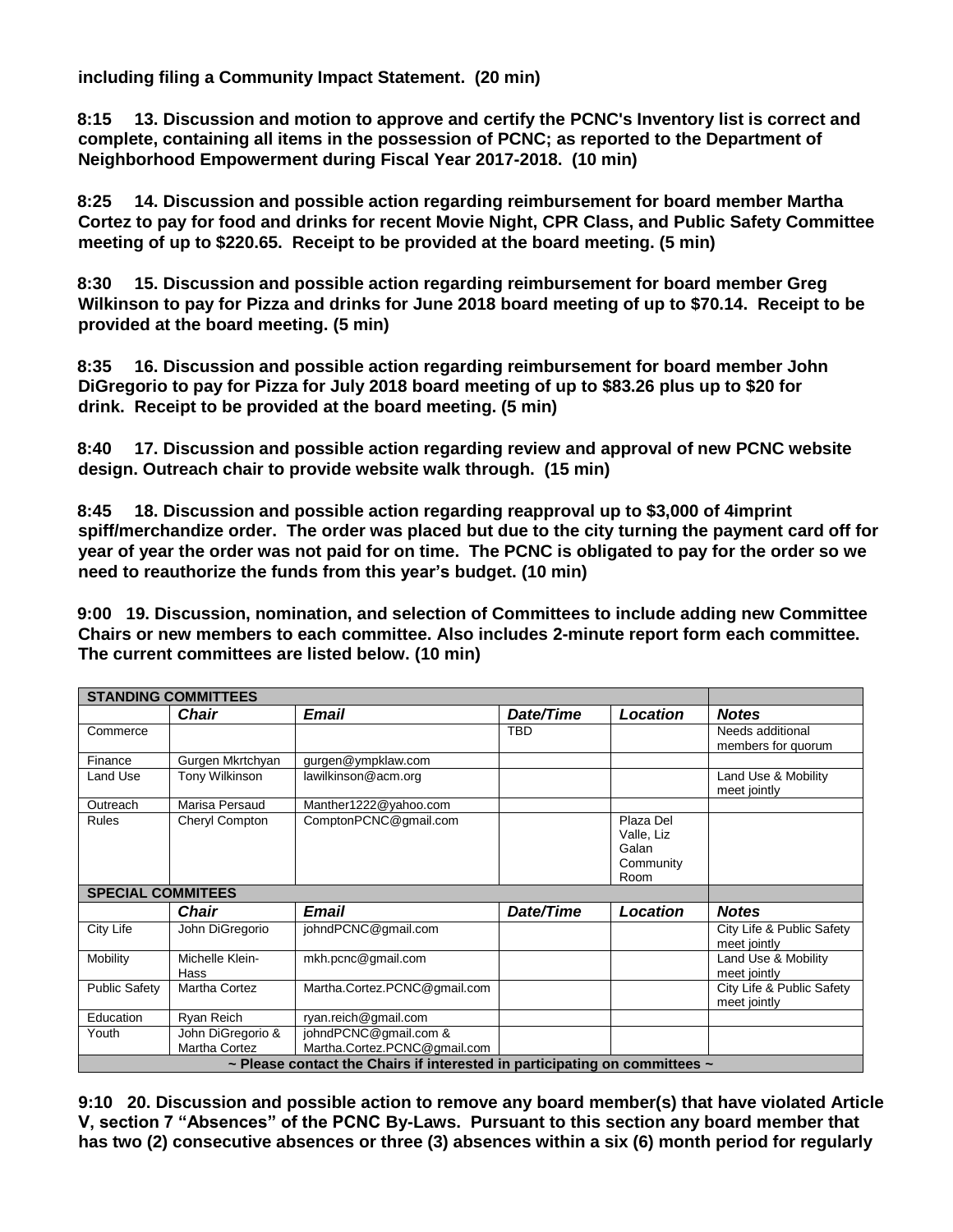**including filing a Community Impact Statement. (20 min)**

**8:15 13. Discussion and motion to approve and certify the PCNC's Inventory list is correct and complete, containing all items in the possession of PCNC; as reported to the Department of Neighborhood Empowerment during Fiscal Year 2017-2018. (10 min)**

**8:25 14. Discussion and possible action regarding reimbursement for board member Martha Cortez to pay for food and drinks for recent Movie Night, CPR Class, and Public Safety Committee meeting of up to $220.65. Receipt to be provided at the board meeting. (5 min)**

**8:30 15. Discussion and possible action regarding reimbursement for board member Greg Wilkinson to pay for Pizza and drinks for June 2018 board meeting of up to $70.14. Receipt to be provided at the board meeting. (5 min)**

**8:35 16. Discussion and possible action regarding reimbursement for board member John DiGregorio to pay for Pizza for July 2018 board meeting of up to $83.26 plus up to $20 for drink. Receipt to be provided at the board meeting. (5 min)**

**8:40 17. Discussion and possible action regarding review and approval of new PCNC website design. Outreach chair to provide website walk through. (15 min)**

**8:45 18. Discussion and possible action regarding reapproval up to $3,000 of 4imprint spiff/merchandize order. The order was placed but due to the city turning the payment card off for year of year the order was not paid for on time. The PCNC is obligated to pay for the order so we need to reauthorize the funds from this year's budget. (10 min)**

**9:00 19. Discussion, nomination, and selection of Committees to include adding new Committee Chairs or new members to each committee. Also includes 2-minute report form each committee. The current committees are listed below. (10 min)**

| **STANDING COMMITTEES** | | | | | |
|---|---|---|---|---|---|
| | ***Chair*** | ***Email*** | ***Date/Time*** | ***Location*** | ***Notes*** |
| Commerce | | | TBD | | Needs additional members for quorum |
| Finance | Gurgen Mkrtchyan | gurgen@ympklaw.com | | | |
| Land Use | Tony Wilkinson | lawilkinson@acm.org | | | Land Use & Mobility meet jointly |
| Outreach | Marisa Persaud | Manther1222@yahoo.com | | | |
| Rules | Cheryl Compton | ComptonPCNC@gmail.com | | Plaza Del Valle, Liz Galan Community Room | |
| **SPECIAL COMMITEES** | | | | | |
| | ***Chair*** | ***Email*** | ***Date/Time*** | ***Location*** | ***Notes*** |
| City Life | John DiGregorio | johndPCNC@gmail.com | | | City Life & Public Safety meet jointly |
| Mobility | Michelle Klein-Hass | mkh.pcnc@gmail.com | | | Land Use & Mobility meet jointly |
| Public Safety | Martha Cortez | Martha.Cortez.PCNC@gmail.com | | | City Life & Public Safety meet jointly |
| Education | Ryan Reich | ryan.reich@gmail.com | | | |
| Youth | John DiGregorio & Martha Cortez | johndPCNC@gmail.com & Martha.Cortez.PCNC@gmail.com | | | |
| **~ Please contact the Chairs if interested in participating on committees ~** | | | | | |

**9:10 20. Discussion and possible action to remove any board member(s) that have violated Article V, section 7 "Absences" of the PCNC By-Laws. Pursuant to this section any board member that has two (2) consecutive absences or three (3) absences within a six (6) month period for regularly**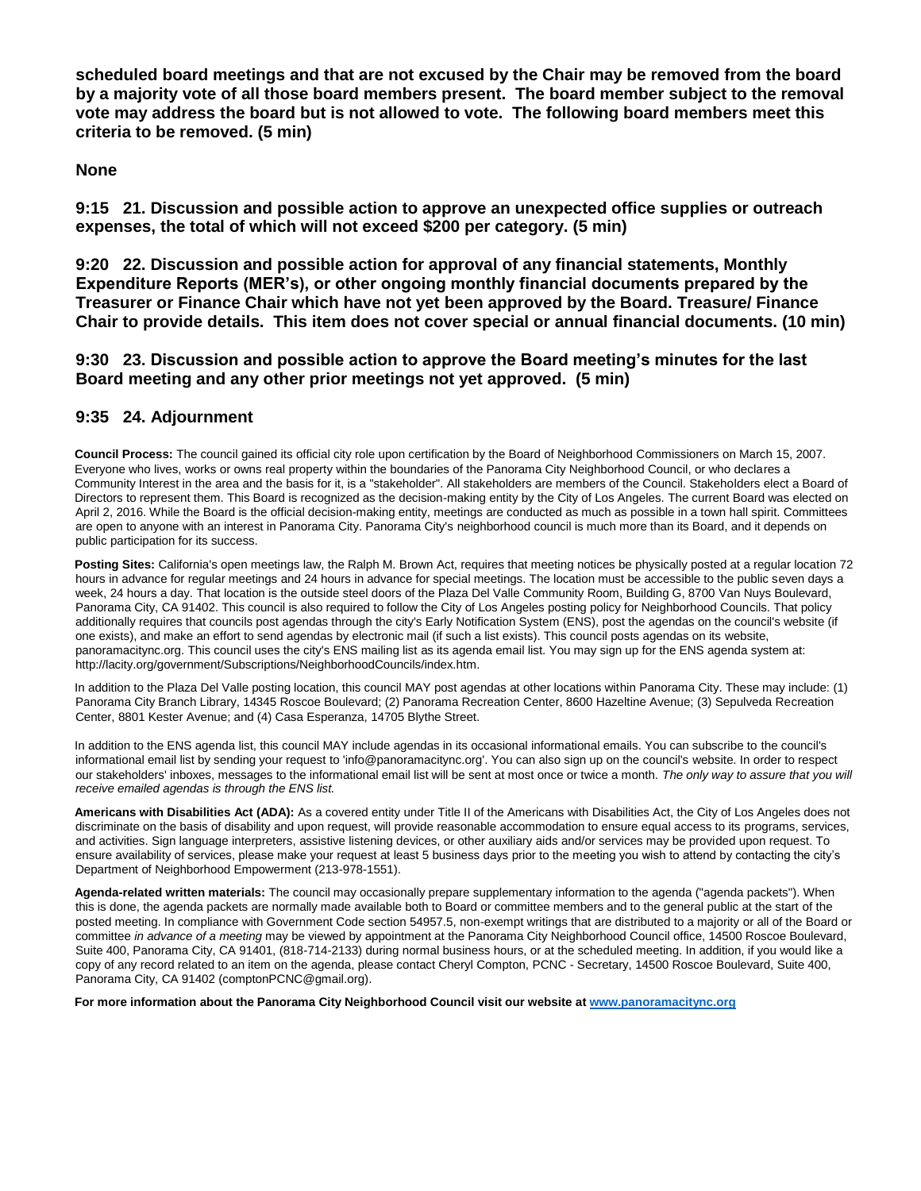**scheduled board meetings and that are not excused by the Chair may be removed from the board by a majority vote of all those board members present. The board member subject to the removal vote may address the board but is not allowed to vote. The following board members meet this criteria to be removed. (5 min)**

**None**

**9:15 21. Discussion and possible action to approve an unexpected office supplies or outreach expenses, the total of which will not exceed $200 per category. (5 min)**

**9:20 22. Discussion and possible action for approval of any financial statements, Monthly Expenditure Reports (MER's), or other ongoing monthly financial documents prepared by the Treasurer or Finance Chair which have not yet been approved by the Board. Treasure/ Finance Chair to provide details. This item does not cover special or annual financial documents. (10 min)**

**9:30 23. Discussion and possible action to approve the Board meeting's minutes for the last Board meeting and any other prior meetings not yet approved. (5 min)**

**9:35 24. Adjournment**

**Council Process:** The council gained its official city role upon certification by the Board of Neighborhood Commissioners on March 15, 2007. Everyone who lives, works or owns real property within the boundaries of the Panorama City Neighborhood Council, or who declares a Community Interest in the area and the basis for it, is a "stakeholder". All stakeholders are members of the Council. Stakeholders elect a Board of Directors to represent them. This Board is recognized as the decision-making entity by the City of Los Angeles. The current Board was elected on April 2, 2016. While the Board is the official decision-making entity, meetings are conducted as much as possible in a town hall spirit. Committees are open to anyone with an interest in Panorama City. Panorama City's neighborhood council is much more than its Board, and it depends on public participation for its success.

**Posting Sites:** California's open meetings law, the Ralph M. Brown Act, requires that meeting notices be physically posted at a regular location 72 hours in advance for regular meetings and 24 hours in advance for special meetings. The location must be accessible to the public seven days a week, 24 hours a day. That location is the outside steel doors of the Plaza Del Valle Community Room, Building G, 8700 Van Nuys Boulevard, Panorama City, CA 91402. This council is also required to follow the City of Los Angeles posting policy for Neighborhood Councils. That policy additionally requires that councils post agendas through the city's Early Notification System (ENS), post the agendas on the council's website (if one exists), and make an effort to send agendas by electronic mail (if such a list exists). This council posts agendas on its website, panoramacitync.org. This council uses the city's ENS mailing list as its agenda email list. You may sign up for the ENS agenda system at: http://lacity.org/government/Subscriptions/NeighborhoodCouncils/index.htm.

In addition to the Plaza Del Valle posting location, this council MAY post agendas at other locations within Panorama City. These may include: (1) Panorama City Branch Library, 14345 Roscoe Boulevard; (2) Panorama Recreation Center, 8600 Hazeltine Avenue; (3) Sepulveda Recreation Center, 8801 Kester Avenue; and (4) Casa Esperanza, 14705 Blythe Street.

In addition to the ENS agenda list, this council MAY include agendas in its occasional informational emails. You can subscribe to the council's informational email list by sending your request to 'info@panoramacitync.org'. You can also sign up on the council's website. In order to respect our stakeholders' inboxes, messages to the informational email list will be sent at most once or twice a month. *The only way to assure that you will receive emailed agendas is through the ENS list.*

**Americans with Disabilities Act (ADA):** As a covered entity under Title II of the Americans with Disabilities Act, the City of Los Angeles does not discriminate on the basis of disability and upon request, will provide reasonable accommodation to ensure equal access to its programs, services, and activities. Sign language interpreters, assistive listening devices, or other auxiliary aids and/or services may be provided upon request. To ensure availability of services, please make your request at least 5 business days prior to the meeting you wish to attend by contacting the city's Department of Neighborhood Empowerment (213-978-1551).

**Agenda-related written materials:** The council may occasionally prepare supplementary information to the agenda ("agenda packets"). When this is done, the agenda packets are normally made available both to Board or committee members and to the general public at the start of the posted meeting. In compliance with Government Code section 54957.5, non-exempt writings that are distributed to a majority or all of the Board or committee *in advance of a meeting* may be viewed by appointment at the Panorama City Neighborhood Council office, 14500 Roscoe Boulevard, Suite 400, Panorama City, CA 91401, (818-714-2133) during normal business hours, or at the scheduled meeting. In addition, if you would like a copy of any record related to an item on the agenda, please contact Cheryl Compton, PCNC - Secretary, 14500 Roscoe Boulevard, Suite 400, Panorama City, CA 91402 (comptonPCNC@gmail.org).

**For more information about the Panorama City Neighborhood Council visit our website at [www.panoramacitync.org](http://www.panoramacitync.org)**